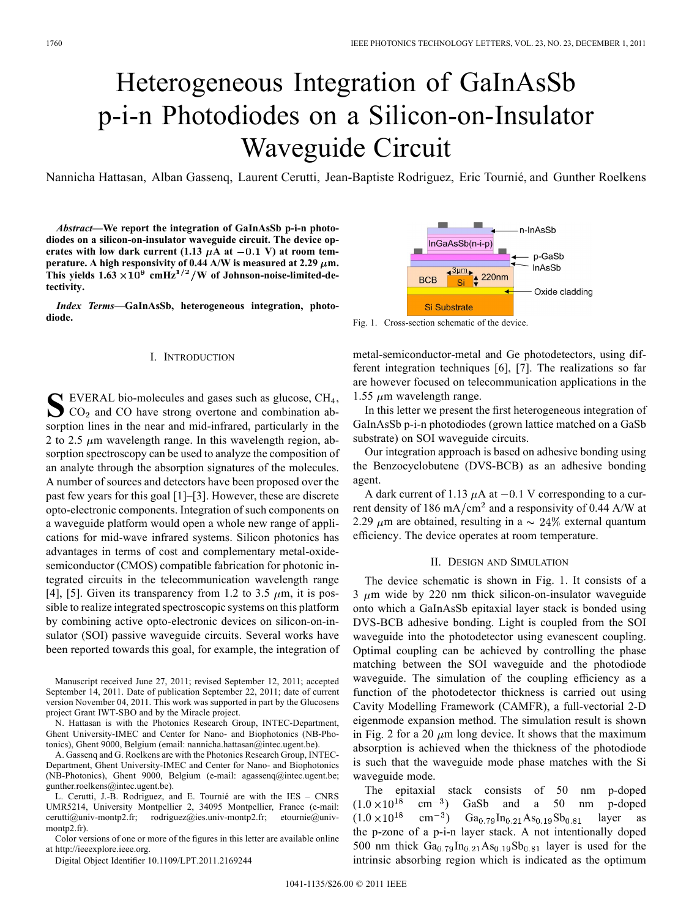# Heterogeneous Integration of GaInAsSb p-i-n Photodiodes on a Silicon-on-Insulator Waveguide Circuit

Nannicha Hattasan, Alban Gassenq, Laurent Cerutti, Jean-Baptiste Rodriguez, Eric Tournié, and Gunther Roelkens

***Abstract*—We report the integration of GaInAsSb p-i-n photodiodes on a silicon-on-insulator waveguide circuit. The device operates with low dark current (1.13 $\mu$A at $-0.1$ V) at room temperature. A high responsivity of 0.44 A/W is measured at 2.29 $\mu$m. This yields $1.63 \times 10^9$ $\text{cmHz}^{1/2}$/W of Johnson-noise-limited-detectivity.**

***Index Terms*—GaInAsSb, heterogeneous integration, photodiode.**

Fig. 1. Cross-section schematic of the device.

## I. Introduction

SEVERAL bio-molecules and gases such as glucose, $CH_4$, $CO_2$ and CO have strong overtone and combination absorption lines in the near and mid-infrared, particularly in the 2 to 2.5 $\mu$m wavelength range. In this wavelength region, absorption spectroscopy can be used to analyze the composition of an analyte through the absorption signatures of the molecules. A number of sources and detectors have been proposed over the past few years for this goal [1]–[3]. However, these are discrete opto-electronic components. Integration of such components on a waveguide platform would open a whole new range of applications for mid-wave infrared systems. Silicon photonics has advantages in terms of cost and complementary metal-oxide-semiconductor (CMOS) compatible fabrication for photonic integrated circuits in the telecommunication wavelength range [4], [5]. Given its transparency from 1.2 to 3.5 $\mu$m, it is possible to realize integrated spectroscopic systems on this platform by combining active opto-electronic devices on silicon-on-insulator (SOI) passive waveguide circuits. Several works have been reported towards this goal, for example, the integration of metal-semiconductor-metal and Ge photodetectors, using different integration techniques [6], [7]. The realizations so far are however focused on telecommunication applications in the 1.55 $\mu$m wavelength range.

In this letter we present the first heterogeneous integration of GaInAsSb p-i-n photodiodes (grown lattice matched on a GaSb substrate) on SOI waveguide circuits.

Our integration approach is based on adhesive bonding using the Benzocyclobutene (DVS-BCB) as an adhesive bonding agent.

A dark current of 1.13 $\mu$A at $-0.1$ V corresponding to a current density of 186 $\text{mA/cm}^2$ and a responsivity of 0.44 A/W at 2.29 $\mu$m are obtained, resulting in a $\sim 24\%$ external quantum efficiency. The device operates at room temperature.

Manuscript received June 27, 2011; revised September 12, 2011; accepted September 14, 2011. Date of publication September 22, 2011; date of current version November 04, 2011. This work was supported in part by the Glucosens project Grant IWT-SBO and by the Miracle project.

N. Hattasan is with the Photonics Research Group, INTEC-Department, Ghent University-IMEC and Center for Nano- and Biophotonics (NB-Photonics), Ghent 9000, Belgium (email: nannicha.hattasan@intec.ugent.be).

A. Gassenq and G. Roelkens are with the Photonics Research Group, INTEC-Department, Ghent University-IMEC and Center for Nano- and Biophotonics (NB-Photonics), Ghent 9000, Belgium (e-mail: agassenq@intec.ugent.be; gunther.roelkens@intec.ugent.be).

L. Cerutti, J.-B. Rodriguez, and E. Tournié are with the IES – CNRS UMR5214, University Montpellier 2, 34095 Montpellier, France (e-mail: cerutti@univ-montp2.fr; rodriguez@ies.univ-montp2.fr; etournie@univ-montp2.fr).

Color versions of one or more of the figures in this letter are available online at http://ieeexplore.ieee.org.

Digital Object Identifier 10.1109/LPT.2011.2169244

## II. Design and Simulation

The device schematic is shown in Fig. 1. It consists of a 3 $\mu$m wide by 220 nm thick silicon-on-insulator waveguide onto which a GaInAsSb epitaxial layer stack is bonded using DVS-BCB adhesive bonding. Light is coupled from the SOI waveguide into the photodetector using evanescent coupling. Optimal coupling can be achieved by controlling the phase matching between the SOI waveguide and the photodiode waveguide. The simulation of the coupling efficiency as a function of the photodetector thickness is carried out using Cavity Modelling Framework (CAMFR), a full-vectorial 2-D eigenmode expansion method. The simulation result is shown in Fig. 2 for a 20 $\mu$m long device. It shows that the maximum absorption is achieved when the thickness of the photodiode is such that the waveguide mode phase matches with the Si waveguide mode.

The epitaxial stack consists of 50 nm p-doped ($1.0 \times 10^{18}$ $\text{cm}^{-3}$) GaSb and a 50 nm p-doped ($1.0 \times 10^{18}$ $\text{cm}^{-3}$) $Ga_{0.79}In_{0.21}As_{0.19}Sb_{0.81}$ layer as the p-zone of a p-i-n layer stack. A not intentionally doped 500 nm thick $Ga_{0.79}In_{0.21}As_{0.19}Sb_{0.81}$ layer is used for the intrinsic absorbing region which is indicated as the optimum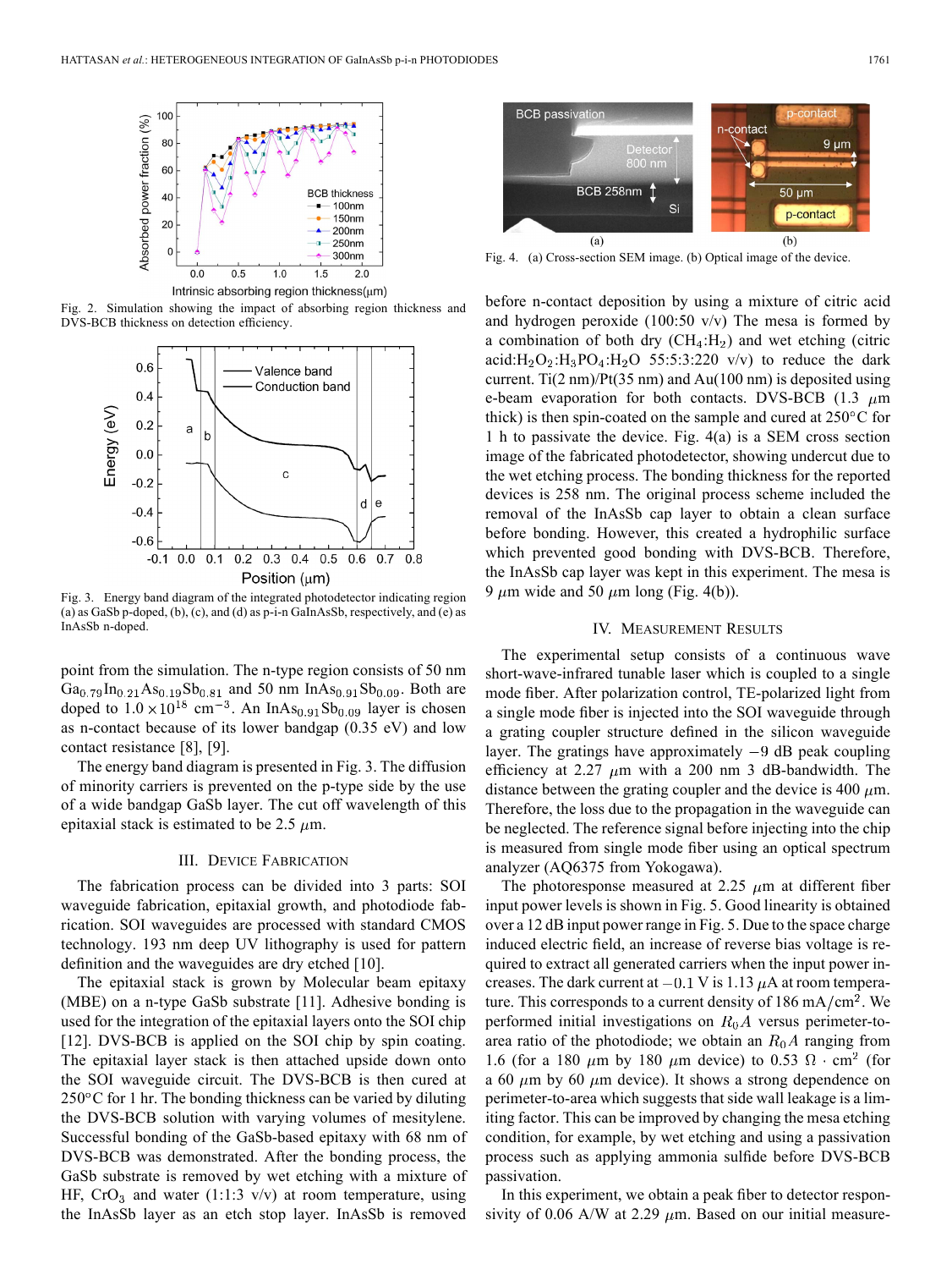Fig. 2. Simulation showing the impact of absorbing region thickness and DVS-BCB thickness on detection efficiency.

Fig. 3. Energy band diagram of the integrated photodetector indicating region (a) as GaSb p-doped, (b), (c), and (d) as p-i-n GaInAsSb, respectively, and (e) as InAsSb n-doped.

point from the simulation. The n-type region consists of 50 nm $Ga_{0.79}In_{0.21}As_{0.19}Sb_{0.81}$ and 50 nm $InAs_{0.91}Sb_{0.09}$. Both are doped to $1.0 \times 10^{18}$ $cm^{-3}$. An $InAs_{0.91}Sb_{0.09}$ layer is chosen as n-contact because of its lower bandgap (0.35 eV) and low contact resistance [8], [9].

The energy band diagram is presented in Fig. 3. The diffusion of minority carriers is prevented on the p-type side by the use of a wide bandgap GaSb layer. The cut off wavelength of this epitaxial stack is estimated to be 2.5 $\mu$m.

## III. Device Fabrication

The fabrication process can be divided into 3 parts: SOI waveguide fabrication, epitaxial growth, and photodiode fabrication. SOI waveguides are processed with standard CMOS technology. 193 nm deep UV lithography is used for pattern definition and the waveguides are dry etched [10].

The epitaxial stack is grown by Molecular beam epitaxy (MBE) on a n-type GaSb substrate [11]. Adhesive bonding is used for the integration of the epitaxial layers onto the SOI chip [12]. DVS-BCB is applied on the SOI chip by spin coating. The epitaxial layer stack is then attached upside down onto the SOI waveguide circuit. The DVS-BCB is then cured at 250°C for 1 hr. The bonding thickness can be varied by diluting the DVS-BCB solution with varying volumes of mesitylene. Successful bonding of the GaSb-based epitaxy with 68 nm of DVS-BCB was demonstrated. After the bonding process, the GaSb substrate is removed by wet etching with a mixture of HF, $CrO_3$ and water (1:1:3 v/v) at room temperature, using the InAsSb layer as an etch stop layer. InAsSb is removed before n-contact deposition by using a mixture of citric acid and hydrogen peroxide (100:50 v/v) The mesa is formed by a combination of both dry ($CH_4$:$H_2$) and wet etching (citric acid:$H_2O_2$:$H_3PO_4$:$H_2O$ 55:5:3:220 v/v) to reduce the dark current. Ti(2 nm)/Pt(35 nm) and Au(100 nm) is deposited using e-beam evaporation for both contacts. DVS-BCB (1.3 $\mu$m thick) is then spin-coated on the sample and cured at 250°C for 1 h to passivate the device. Fig. 4(a) is a SEM cross section image of the fabricated photodetector, showing undercut due to the wet etching process. The bonding thickness for the reported devices is 258 nm. The original process scheme included the removal of the InAsSb cap layer to obtain a clean surface before bonding. However, this created a hydrophilic surface which prevented good bonding with DVS-BCB. Therefore, the InAsSb cap layer was kept in this experiment. The mesa is 9 $\mu$m wide and 50 $\mu$m long (Fig. 4(b)).

Fig. 4. (a) Cross-section SEM image. (b) Optical image of the device.

## IV. Measurement Results

The experimental setup consists of a continuous wave short-wave-infrared tunable laser which is coupled to a single mode fiber. After polarization control, TE-polarized light from a single mode fiber is injected into the SOI waveguide through a grating coupler structure defined in the silicon waveguide layer. The gratings have approximately −9 dB peak coupling efficiency at 2.27 $\mu$m with a 200 nm 3 dB-bandwidth. The distance between the grating coupler and the device is 400 $\mu$m. Therefore, the loss due to the propagation in the waveguide can be neglected. The reference signal before injecting into the chip is measured from single mode fiber using an optical spectrum analyzer (AQ6375 from Yokogawa).

The photoresponse measured at 2.25 $\mu$m at different fiber input power levels is shown in Fig. 5. Good linearity is obtained over a 12 dB input power range in Fig. 5. Due to the space charge induced electric field, an increase of reverse bias voltage is required to extract all generated carriers when the input power increases. The dark current at −0.1 V is 1.13 $\mu$A at room temperature. This corresponds to a current density of 186 mA/$cm^2$. We performed initial investigations on $R_0A$ versus perimeter-to-area ratio of the photodiode; we obtain an $R_0A$ ranging from 1.6 (for a 180 $\mu$m by 180 $\mu$m device) to 0.53 $\Omega \cdot cm^2$ (for a 60 $\mu$m by 60 $\mu$m device). It shows a strong dependence on perimeter-to-area which suggests that side wall leakage is a limiting factor. This can be improved by changing the mesa etching condition, for example, by wet etching and using a passivation process such as applying ammonia sulfide before DVS-BCB passivation.

In this experiment, we obtain a peak fiber to detector responsivity of 0.06 A/W at 2.29 $\mu$m. Based on our initial measure-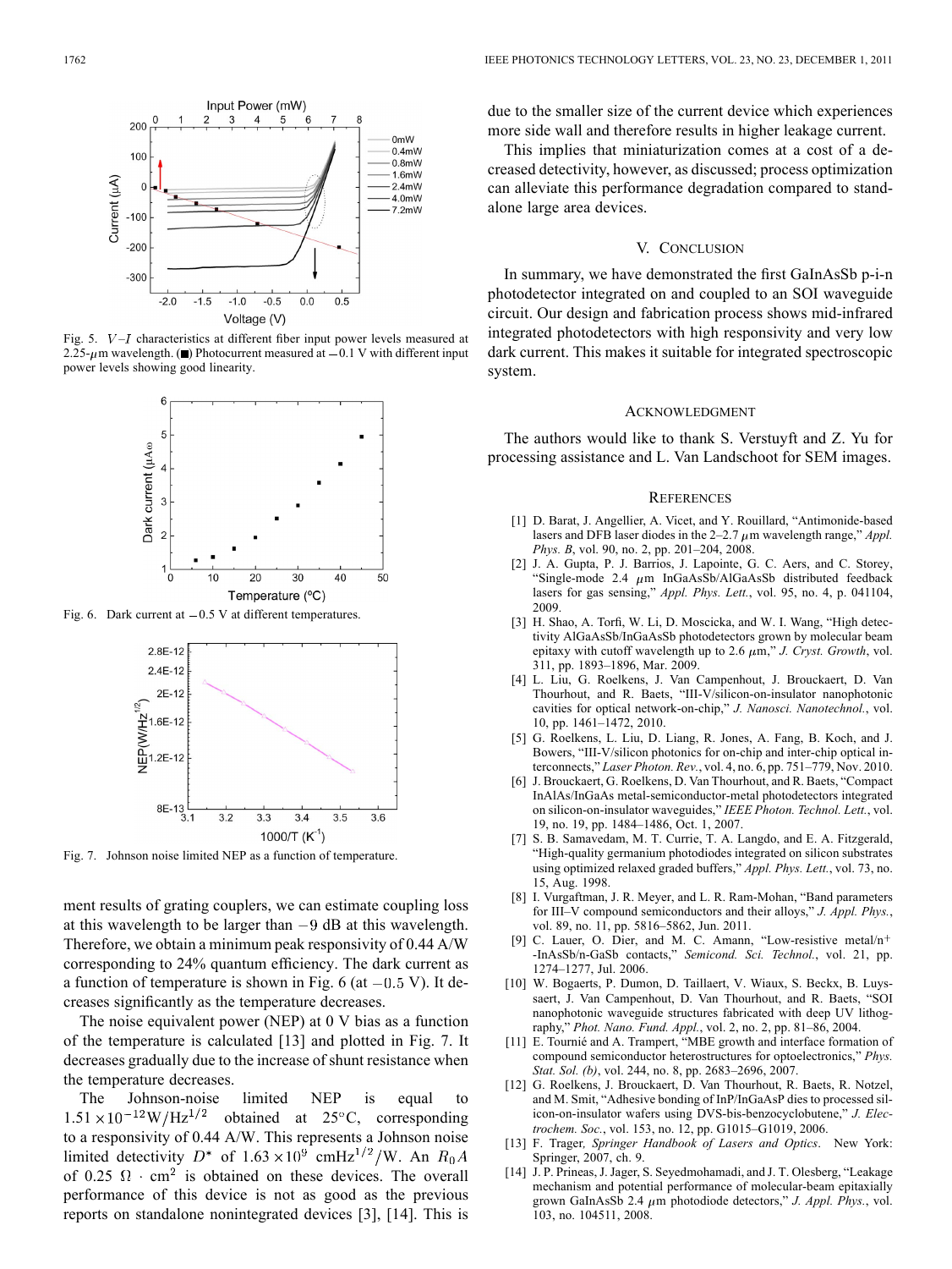Input Power (mW)
0 1 2 3 4 5 6 7 8
200
100
0
-100
-200
-300
Current (μA)
-2.0 -1.5 -1.0 -0.5 0.0 0.5
Voltage (V)
0mW
0.4mW
0.8mW
1.6mW
2.4mW
4.0mW
7.2mW

Fig. 5. $V$–$I$ characteristics at different fiber input power levels measured at 2.25-$\mu$m wavelength. (■) Photocurrent measured at $-0.1$ V with different input power levels showing good linearity.

6
5
4
3
2
1
Dark current (μA)
0 10 20 30 40 50
Temperature (ºC)

Fig. 6. Dark current at $-0.5$ V at different temperatures.

2.8E-12
2.4E-12
2E-12
1.6E-12
1.2E-12
8E-13
NEP(W/Hz$^{1/2}$)
3.1 3.2 3.3 3.4 3.5 3.6
1000/T (K$^{-1}$)

Fig. 7. Johnson noise limited NEP as a function of temperature.

ment results of grating couplers, we can estimate coupling loss at this wavelength to be larger than $-9$ dB at this wavelength. Therefore, we obtain a minimum peak responsivity of 0.44 A/W corresponding to 24% quantum efficiency. The dark current as a function of temperature is shown in Fig. 6 (at $-0.5$ V). It decreases significantly as the temperature decreases.

The noise equivalent power (NEP) at 0 V bias as a function of the temperature is calculated [13] and plotted in Fig. 7. It decreases gradually due to the increase of shunt resistance when the temperature decreases.

The Johnson-noise limited NEP is equal to $1.51 \times 10^{-12}\,\mathrm{W/Hz^{1/2}}$ obtained at 25°C, corresponding to a responsivity of 0.44 A/W. This represents a Johnson noise limited detectivity $D^{*}$ of $1.63 \times 10^{9}$ $\mathrm{cmHz^{1/2}/W}$. An $R_0A$ of 0.25 $\Omega \cdot \mathrm{cm}^2$ is obtained on these devices. The overall performance of this device is not as good as the previous reports on standalone nonintegrated devices [3], [14]. This is due to the smaller size of the current device which experiences more side wall and therefore results in higher leakage current.

This implies that miniaturization comes at a cost of a decreased detectivity, however, as discussed; process optimization can alleviate this performance degradation compared to standalone large area devices.

## V. Conclusion

In summary, we have demonstrated the first GaInAsSb p-i-n photodetector integrated on and coupled to an SOI waveguide circuit. Our design and fabrication process shows mid-infrared integrated photodetectors with high responsivity and very low dark current. This makes it suitable for integrated spectroscopic system.

## Acknowledgment

The authors would like to thank S. Verstuyft and Z. Yu for processing assistance and L. Van Landschoot for SEM images.

## References

[1] D. Barat, J. Angellier, A. Vicet, and Y. Rouillard, "Antimonide-based lasers and DFB laser diodes in the 2–2.7 $\mu$m wavelength range," *Appl. Phys. B*, vol. 90, no. 2, pp. 201–204, 2008.

[2] J. A. Gupta, P. J. Barrios, J. Lapointe, G. C. Aers, and C. Storey, "Single-mode 2.4 $\mu$m InGaAsSb/AlGaAsSb distributed feedback lasers for gas sensing," *Appl. Phys. Lett.*, vol. 95, no. 4, p. 041104, 2009.

[3] H. Shao, A. Torfi, W. Li, D. Moscicka, and W. I. Wang, "High detectivity AlGaAsSb/InGaAsSb photodetectors grown by molecular beam epitaxy with cutoff wavelength up to 2.6 $\mu$m," *J. Cryst. Growth*, vol. 311, pp. 1893–1896, Mar. 2009.

[4] L. Liu, G. Roelkens, J. Van Campenhout, J. Brouckaert, D. Van Thourhout, and R. Baets, "III-V/silicon-on-insulator nanophotonic cavities for optical network-on-chip," *J. Nanosci. Nanotechnol.*, vol. 10, pp. 1461–1472, 2010.

[5] G. Roelkens, L. Liu, D. Liang, R. Jones, A. Fang, B. Koch, and J. Bowers, "III-V/silicon photonics for on-chip and inter-chip optical interconnects," *Laser Photon. Rev.*, vol. 4, no. 6, pp. 751–779, Nov. 2010.

[6] J. Brouckaert, G. Roelkens, D. Van Thourhout, and R. Baets, "Compact InAlAs/InGaAs metal-semiconductor-metal photodetectors integrated on silicon-on-insulator waveguides," *IEEE Photon. Technol. Lett.*, vol. 19, no. 19, pp. 1484–1486, Oct. 1, 2007.

[7] S. B. Samavedam, M. T. Currie, T. A. Langdo, and E. A. Fitzgerald, "High-quality germanium photodiodes integrated on silicon substrates using optimized relaxed graded buffers," *Appl. Phys. Lett.*, vol. 73, no. 15, Aug. 1998.

[8] I. Vurgaftman, J. R. Meyer, and L. R. Ram-Mohan, "Band parameters for III–V compound semiconductors and their alloys," *J. Appl. Phys.*, vol. 89, no. 11, pp. 5816–5862, Jun. 2011.

[9] C. Lauer, O. Dier, and M. C. Amann, "Low-resistive metal/n$^{+}$-InAsSb/n-GaSb contacts," *Semicond. Sci. Technol.*, vol. 21, pp. 1274–1277, Jul. 2006.

[10] W. Bogaerts, P. Dumon, D. Taillaert, V. Wiaux, S. Beckx, B. Luyssaert, J. Van Campenhout, D. Van Thourhout, and R. Baets, "SOI nanophotonic waveguide structures fabricated with deep UV lithography," *Phot. Nano. Fund. Appl.*, vol. 2, no. 2, pp. 81–86, 2004.

[11] E. Tournié and A. Trampert, "MBE growth and interface formation of compound semiconductor heterostructures for optoelectronics," *Phys. Stat. Sol. (b)*, vol. 244, no. 8, pp. 2683–2696, 2007.

[12] G. Roelkens, J. Brouckaert, D. Van Thourhout, R. Baets, R. Notzel, and M. Smit, "Adhesive bonding of InP/InGaAsP dies to processed silicon-on-insulator wafers using DVS-bis-benzocyclobutene," *J. Electrochem. Soc.*, vol. 153, no. 12, pp. G1015–G1019, 2006.

[13] F. Trager*, Springer Handbook of Lasers and Optics*. New York: Springer, 2007, ch. 9.

[14] J. P. Prineas, J. Jager, S. Seyedmohamadi, and J. T. Olesberg, "Leakage mechanism and potential performance of molecular-beam epitaxially grown GaInAsSb 2.4 $\mu$m photodiode detectors," *J. Appl. Phys.*, vol. 103, no. 104511, 2008.